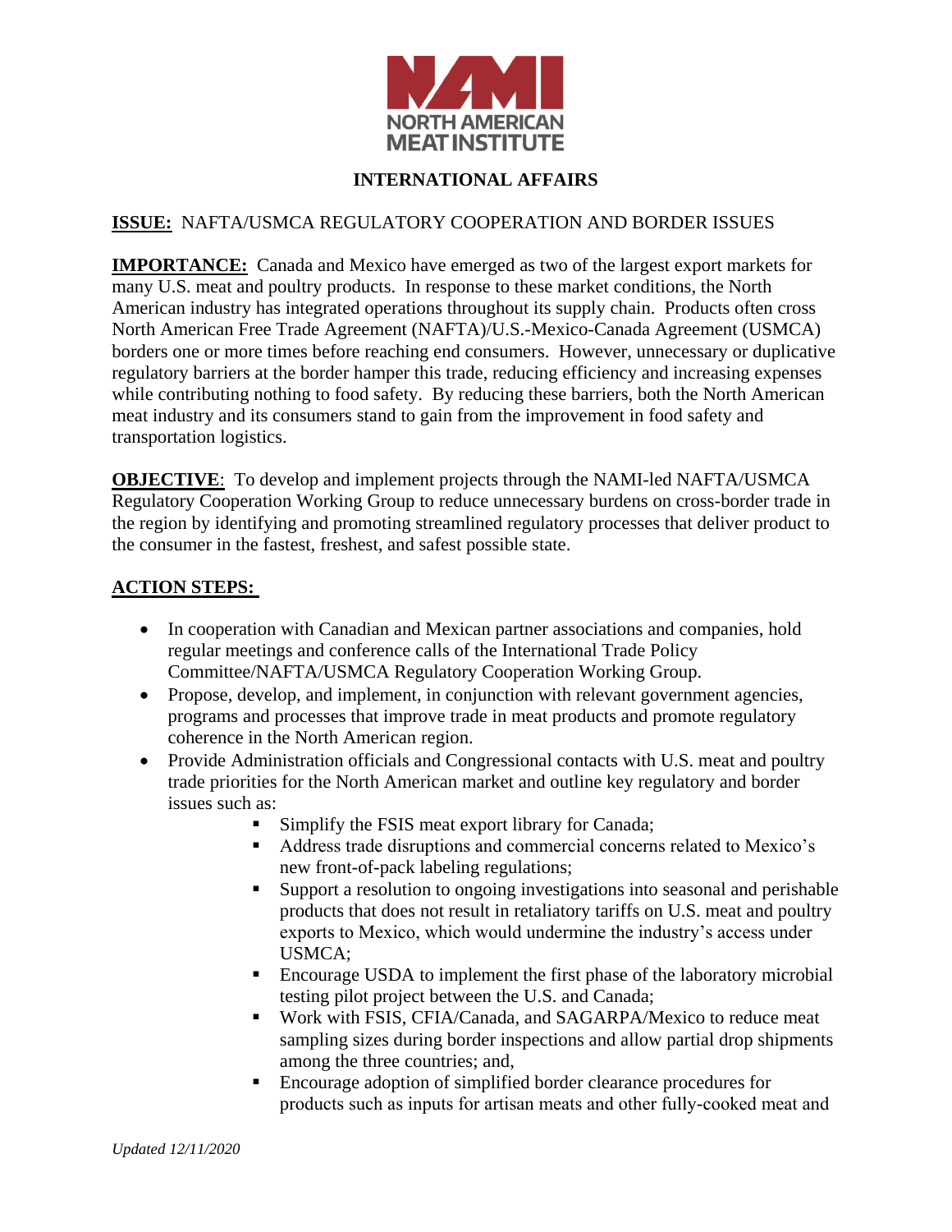NORTH AMERICAN MEAT INSTITUTE

## INTERNATIONAL AFFAIRS

**ISSUE:** NAFTA/USMCA REGULATORY COOPERATION AND BORDER ISSUES

**IMPORTANCE:** Canada and Mexico have emerged as two of the largest export markets for many U.S. meat and poultry products. In response to these market conditions, the North American industry has integrated operations throughout its supply chain. Products often cross North American Free Trade Agreement (NAFTA)/U.S.-Mexico-Canada Agreement (USMCA) borders one or more times before reaching end consumers. However, unnecessary or duplicative regulatory barriers at the border hamper this trade, reducing efficiency and increasing expenses while contributing nothing to food safety. By reducing these barriers, both the North American meat industry and its consumers stand to gain from the improvement in food safety and transportation logistics.

**OBJECTIVE**: To develop and implement projects through the NAMI-led NAFTA/USMCA Regulatory Cooperation Working Group to reduce unnecessary burdens on cross-border trade in the region by identifying and promoting streamlined regulatory processes that deliver product to the consumer in the fastest, freshest, and safest possible state.

**ACTION STEPS:**

- In cooperation with Canadian and Mexican partner associations and companies, hold regular meetings and conference calls of the International Trade Policy Committee/NAFTA/USMCA Regulatory Cooperation Working Group.
- Propose, develop, and implement, in conjunction with relevant government agencies, programs and processes that improve trade in meat products and promote regulatory coherence in the North American region.
- Provide Administration officials and Congressional contacts with U.S. meat and poultry trade priorities for the North American market and outline key regulatory and border issues such as:
  - Simplify the FSIS meat export library for Canada;
  - Address trade disruptions and commercial concerns related to Mexico's new front-of-pack labeling regulations;
  - Support a resolution to ongoing investigations into seasonal and perishable products that does not result in retaliatory tariffs on U.S. meat and poultry exports to Mexico, which would undermine the industry's access under USMCA;
  - Encourage USDA to implement the first phase of the laboratory microbial testing pilot project between the U.S. and Canada;
  - Work with FSIS, CFIA/Canada, and SAGARPA/Mexico to reduce meat sampling sizes during border inspections and allow partial drop shipments among the three countries; and,
  - Encourage adoption of simplified border clearance procedures for products such as inputs for artisan meats and other fully-cooked meat and

*Updated 12/11/2020*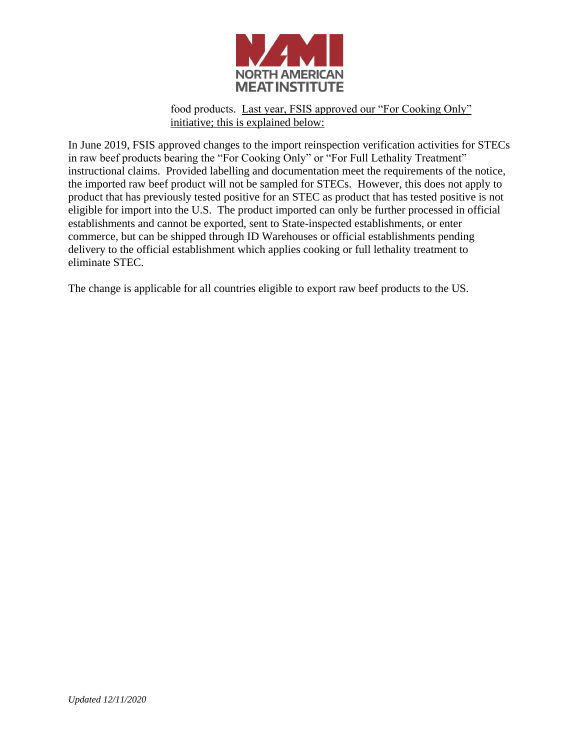food products. Last year, FSIS approved our "For Cooking Only" initiative; this is explained below:

In June 2019, FSIS approved changes to the import reinspection verification activities for STECs in raw beef products bearing the "For Cooking Only" or "For Full Lethality Treatment" instructional claims. Provided labelling and documentation meet the requirements of the notice, the imported raw beef product will not be sampled for STECs. However, this does not apply to product that has previously tested positive for an STEC as product that has tested positive is not eligible for import into the U.S. The product imported can only be further processed in official establishments and cannot be exported, sent to State-inspected establishments, or enter commerce, but can be shipped through ID Warehouses or official establishments pending delivery to the official establishment which applies cooking or full lethality treatment to eliminate STEC.

The change is applicable for all countries eligible to export raw beef products to the US.

*Updated 12/11/2020*